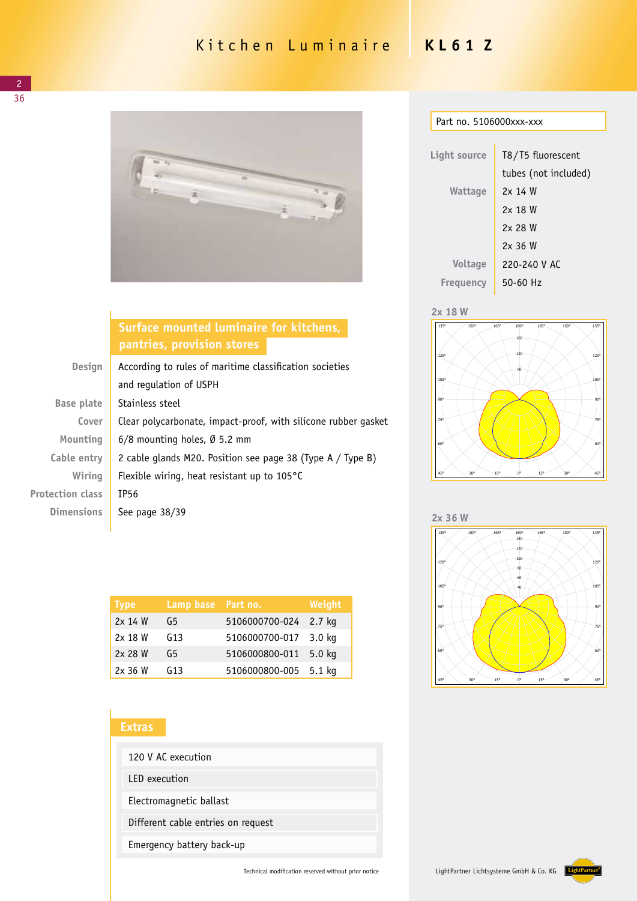# Kitchen Luminaire KL61 Z

Part no. 5106000xxx-xxx

| | |
|---|---|
| Light source | T8/T5 fluorescent tubes (not included) |
| Wattage | 2x 14 W<br>2x 18 W<br>2x 28 W<br>2x 36 W |
| Voltage | 220-240 V AC |
| Frequency | 50-60 Hz |

## Surface mounted luminaire for kitchens, pantries, provision stores

| | |
|---|---|
| Design | According to rules of maritime classification societies and regulation of USPH |
| Base plate | Stainless steel |
| Cover | Clear polycarbonate, impact-proof, with silicone rubber gasket |
| Mounting | 6/8 mounting holes, Ø 5.2 mm |
| Cable entry | 2 cable glands M20. Position see page 38 (Type A / Type B) |
| Wiring | Flexible wiring, heat resistant up to 105°C |
| Protection class | IP56 |
| Dimensions | See page 38/39 |

2x 18 W

2x 36 W

| Type | Lamp base | Part no. | Weight |
|---|---|---|---|
| 2x 14 W | G5 | 5106000700-024 | 2.7 kg |
| 2x 18 W | G13 | 5106000700-017 | 3.0 kg |
| 2x 28 W | G5 | 5106000800-011 | 5.0 kg |
| 2x 36 W | G13 | 5106000800-005 | 5.1 kg |

## Extras

- 120 V AC execution
- LED execution
- Electromagnetic ballast
- Different cable entries on request
- Emergency battery back-up

Technical modification reserved without prior notice

LightPartner Lichtsysteme GmbH & Co. KG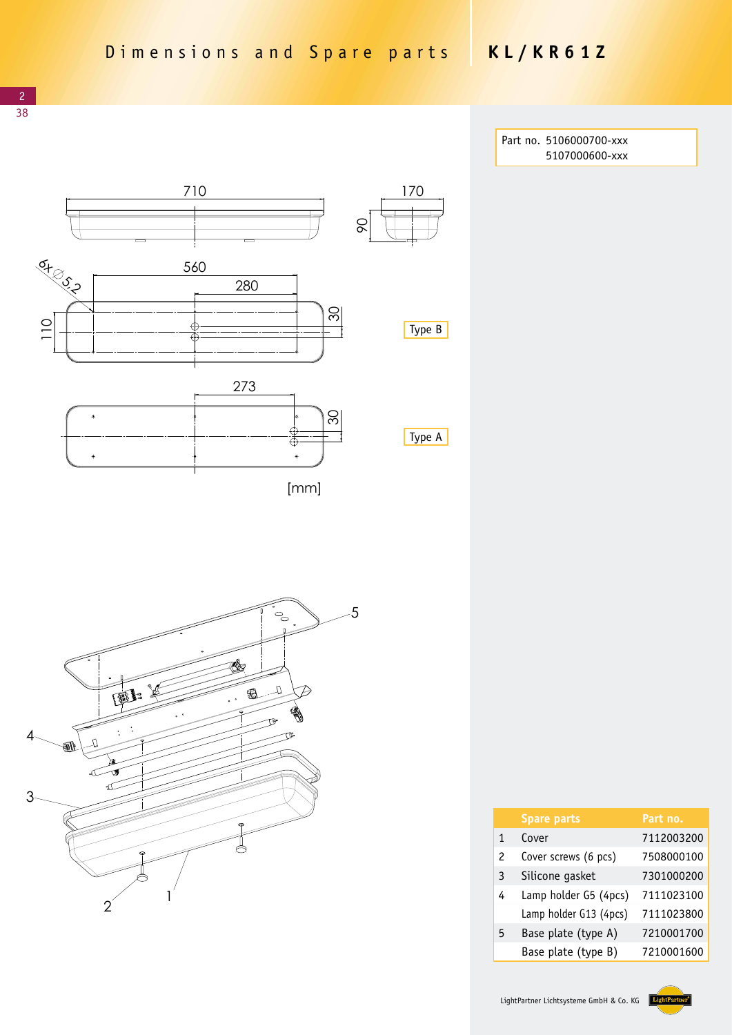# Dimensions and Spare parts

## KL/KR61Z

Part no. 5106000700-xxx
5107000600-xxx

710

170

90

6x ⌀5.2

560

280

110

30

Type B

273

30

Type A

[mm]

| | Spare parts | Part no. |
|---|---|---|
| 1 | Cover | 7112003200 |
| 2 | Cover screws (6 pcs) | 7508000100 |
| 3 | Silicone gasket | 7301000200 |
| 4 | Lamp holder G5 (4pcs) | 7111023100 |
| | Lamp holder G13 (4pcs) | 7111023800 |
| 5 | Base plate (type A) | 7210001700 |
| | Base plate (type B) | 7210001600 |

LightPartner Lichtsysteme GmbH & Co. KG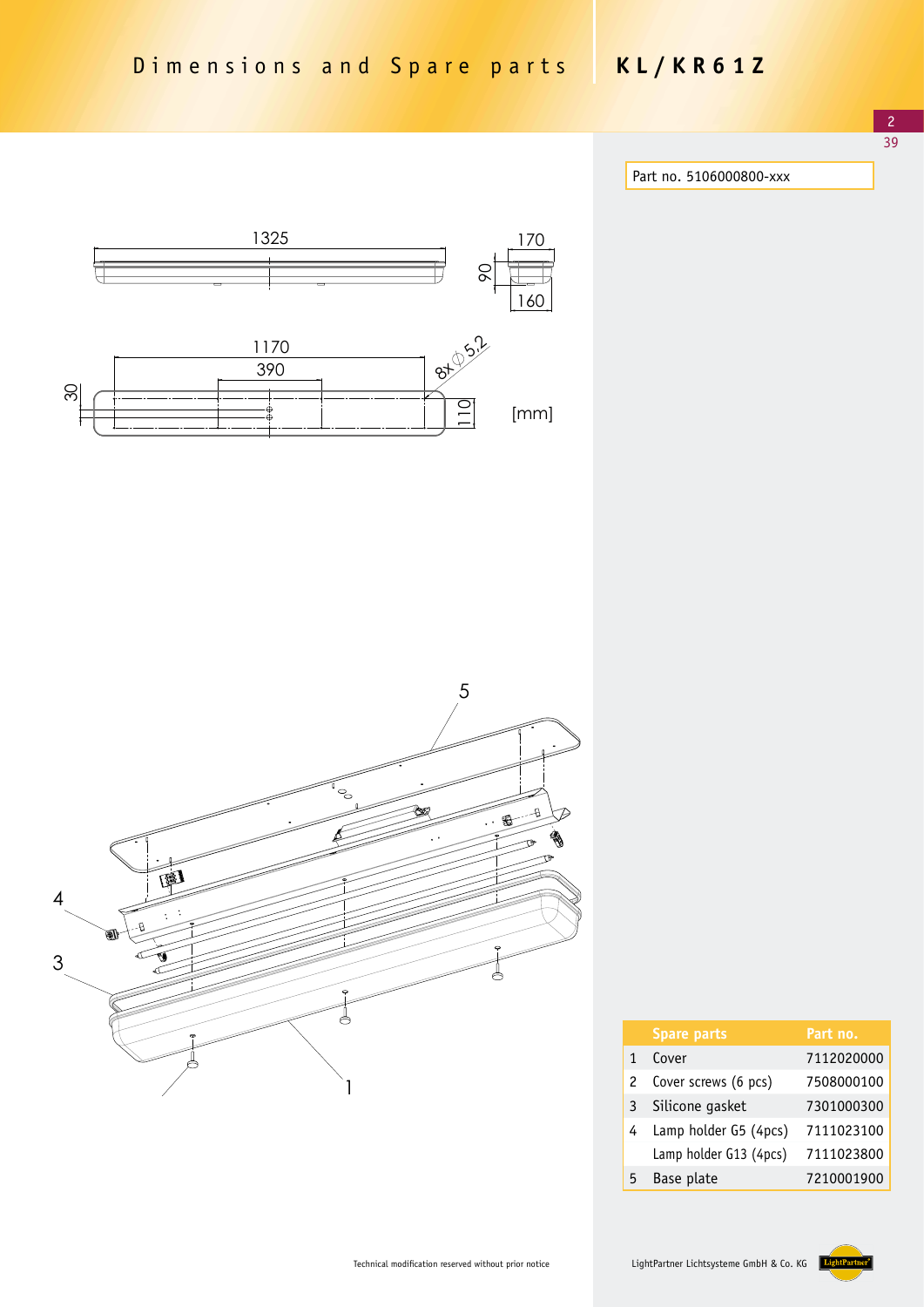# Dimensions and Spare parts KL/KR61Z

Part no. 5106000800-xxx

1325

170

90

160

1170

390

8x ∅5,2

30

110

[mm]

5

4

3

1

| | Spare parts | Part no. |
|---|---|---|
| 1 | Cover | 7112020000 |
| 2 | Cover screws (6 pcs) | 7508000100 |
| 3 | Silicone gasket | 7301000300 |
| 4 | Lamp holder G5 (4pcs) | 7111023100 |
| | Lamp holder G13 (4pcs) | 7111023800 |
| 5 | Base plate | 7210001900 |

Technical modification reserved without prior notice

LightPartner Lichtsysteme GmbH & Co. KG